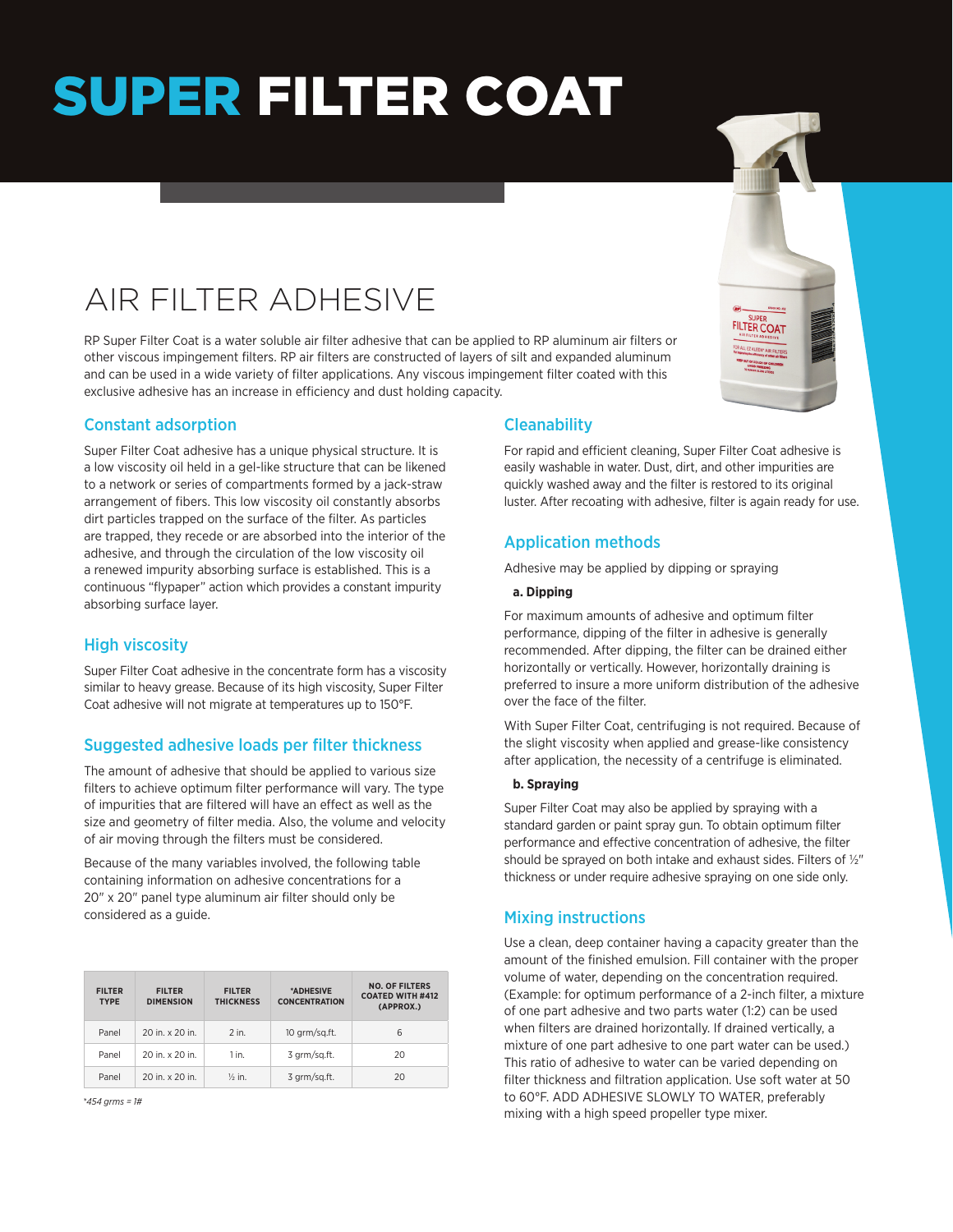# SUPER FILTER COAT

## AIR FILTER ADHESIVE

RP Super Filter Coat is a water soluble air filter adhesive that can be applied to RP aluminum air filters or other viscous impingement filters. RP air filters are constructed of layers of silt and expanded aluminum and can be used in a wide variety of filter applications. Any viscous impingement filter coated with this exclusive adhesive has an increase in efficiency and dust holding capacity.

### Constant adsorption

Super Filter Coat adhesive has a unique physical structure. It is a low viscosity oil held in a gel-like structure that can be likened to a network or series of compartments formed by a jack-straw arrangement of fibers. This low viscosity oil constantly absorbs dirt particles trapped on the surface of the filter. As particles are trapped, they recede or are absorbed into the interior of the adhesive, and through the circulation of the low viscosity oil a renewed impurity absorbing surface is established. This is a continuous "flypaper" action which provides a constant impurity absorbing surface layer.

### High viscosity

Super Filter Coat adhesive in the concentrate form has a viscosity similar to heavy grease. Because of its high viscosity, Super Filter Coat adhesive will not migrate at temperatures up to 150°F.

### Suggested adhesive loads per filter thickness

The amount of adhesive that should be applied to various size filters to achieve optimum filter performance will vary. The type of impurities that are filtered will have an effect as well as the size and geometry of filter media. Also, the volume and velocity of air moving through the filters must be considered.

Because of the many variables involved, the following table containing information on adhesive concentrations for a 20" x 20" panel type aluminum air filter should only be considered as a guide.

| FILTER TYPE | FILTER DIMENSION | FILTER THICKNESS | *ADHESIVE CONCENTRATION | NO. OF FILTERS COATED WITH #412 (APPROX.) |
|---|---|---|---|---|
| Panel | 20 in. x 20 in. | 2 in. | 10 grm/sq.ft. | 6 |
| Panel | 20 in. x 20 in. | 1 in. | 3 grm/sq.ft. | 20 |
| Panel | 20 in. x 20 in. | ½ in. | 3 grm/sq.ft. | 20 |

*\*454 grms = 1#*

### Cleanability

For rapid and efficient cleaning, Super Filter Coat adhesive is easily washable in water. Dust, dirt, and other impurities are quickly washed away and the filter is restored to its original luster. After recoating with adhesive, filter is again ready for use.

### Application methods

Adhesive may be applied by dipping or spraying

**a. Dipping**

For maximum amounts of adhesive and optimum filter performance, dipping of the filter in adhesive is generally recommended. After dipping, the filter can be drained either horizontally or vertically. However, horizontally draining is preferred to insure a more uniform distribution of the adhesive over the face of the filter.

With Super Filter Coat, centrifuging is not required. Because of the slight viscosity when applied and grease-like consistency after application, the necessity of a centrifuge is eliminated.

**b. Spraying**

Super Filter Coat may also be applied by spraying with a standard garden or paint spray gun. To obtain optimum filter performance and effective concentration of adhesive, the filter should be sprayed on both intake and exhaust sides. Filters of ½" thickness or under require adhesive spraying on one side only.

### Mixing instructions

Use a clean, deep container having a capacity greater than the amount of the finished emulsion. Fill container with the proper volume of water, depending on the concentration required. (Example: for optimum performance of a 2-inch filter, a mixture of one part adhesive and two parts water (1:2) can be used when filters are drained horizontally. If drained vertically, a mixture of one part adhesive to one part water can be used.) This ratio of adhesive to water can be varied depending on filter thickness and filtration application. Use soft water at 50 to 60°F. ADD ADHESIVE SLOWLY TO WATER, preferably mixing with a high speed propeller type mixer.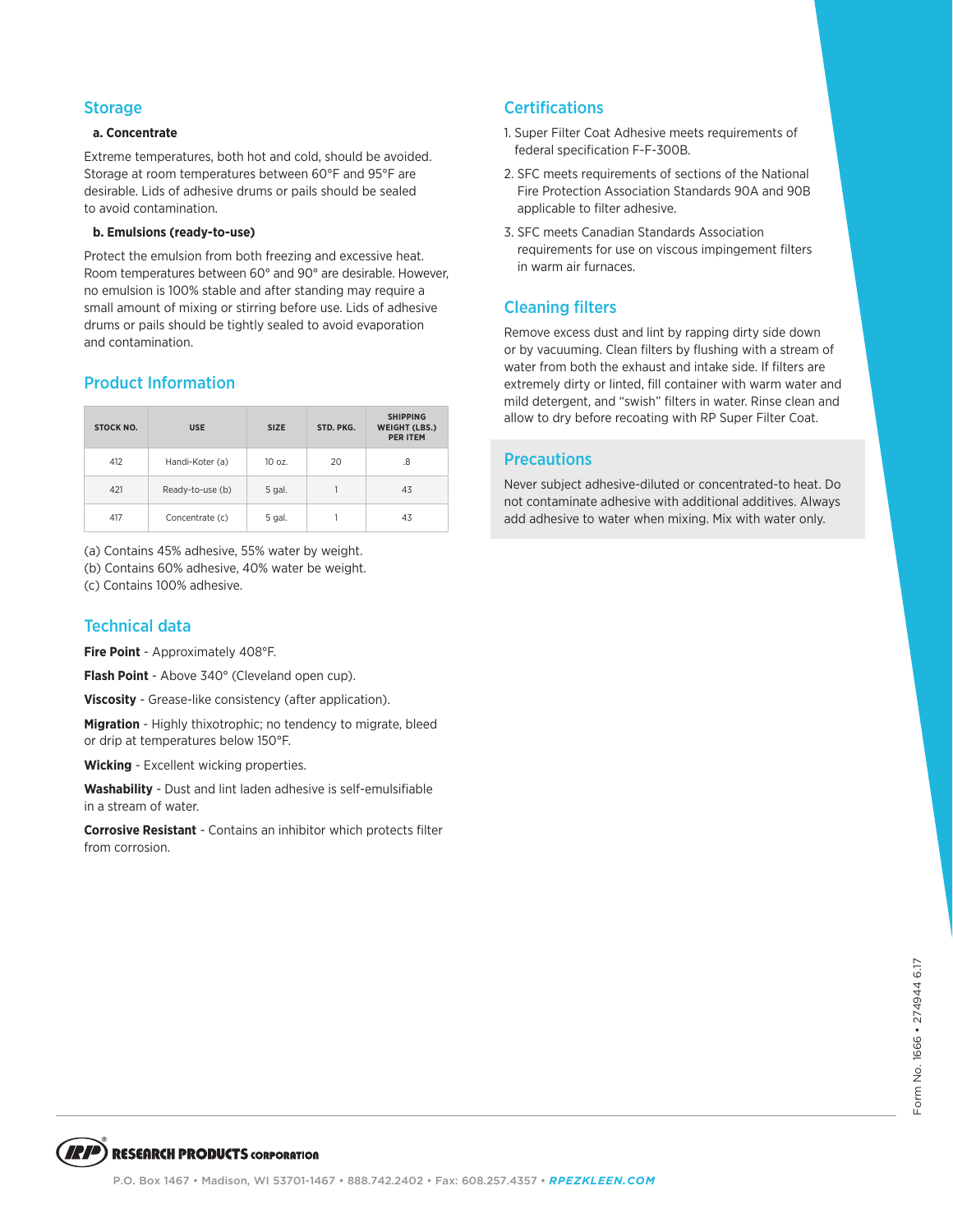## Storage

**a. Concentrate**

Extreme temperatures, both hot and cold, should be avoided. Storage at room temperatures between 60°F and 95°F are desirable. Lids of adhesive drums or pails should be sealed to avoid contamination.

**b. Emulsions (ready-to-use)**

Protect the emulsion from both freezing and excessive heat. Room temperatures between 60° and 90° are desirable. However, no emulsion is 100% stable and after standing may require a small amount of mixing or stirring before use. Lids of adhesive drums or pails should be tightly sealed to avoid evaporation and contamination.

## Product Information

| STOCK NO. | USE | SIZE | STD. PKG. | SHIPPING WEIGHT (LBS.) PER ITEM |
|---|---|---|---|---|
| 412 | Handi-Koter (a) | 10 oz. | 20 | .8 |
| 421 | Ready-to-use (b) | 5 gal. | 1 | 43 |
| 417 | Concentrate (c) | 5 gal. | 1 | 43 |

(a) Contains 45% adhesive, 55% water by weight.
(b) Contains 60% adhesive, 40% water be weight.
(c) Contains 100% adhesive.

## Technical data

**Fire Point** - Approximately 408°F.

**Flash Point** - Above 340° (Cleveland open cup).

**Viscosity** - Grease-like consistency (after application).

**Migration** - Highly thixotrophic; no tendency to migrate, bleed or drip at temperatures below 150°F.

**Wicking** - Excellent wicking properties.

**Washability** - Dust and lint laden adhesive is self-emulsifiable in a stream of water.

**Corrosive Resistant** - Contains an inhibitor which protects filter from corrosion.

## Certifications

1. Super Filter Coat Adhesive meets requirements of federal specification F-F-300B.
2. SFC meets requirements of sections of the National Fire Protection Association Standards 90A and 90B applicable to filter adhesive.
3. SFC meets Canadian Standards Association requirements for use on viscous impingement filters in warm air furnaces.

## Cleaning filters

Remove excess dust and lint by rapping dirty side down or by vacuuming. Clean filters by flushing with a stream of water from both the exhaust and intake side. If filters are extremely dirty or linted, fill container with warm water and mild detergent, and "swish" filters in water. Rinse clean and allow to dry before recoating with RP Super Filter Coat.

## Precautions

Never subject adhesive-diluted or concentrated-to heat. Do not contaminate adhesive with additional additives. Always add adhesive to water when mixing. Mix with water only.

Form No. 1666 • 274944 6.17

RESEARCH PRODUCTS CORPORATION

P.O. Box 1467 • Madison, WI 53701-1467 • 888.742.2402 • Fax: 608.257.4357 • ***RPEZKLEEN.COM***